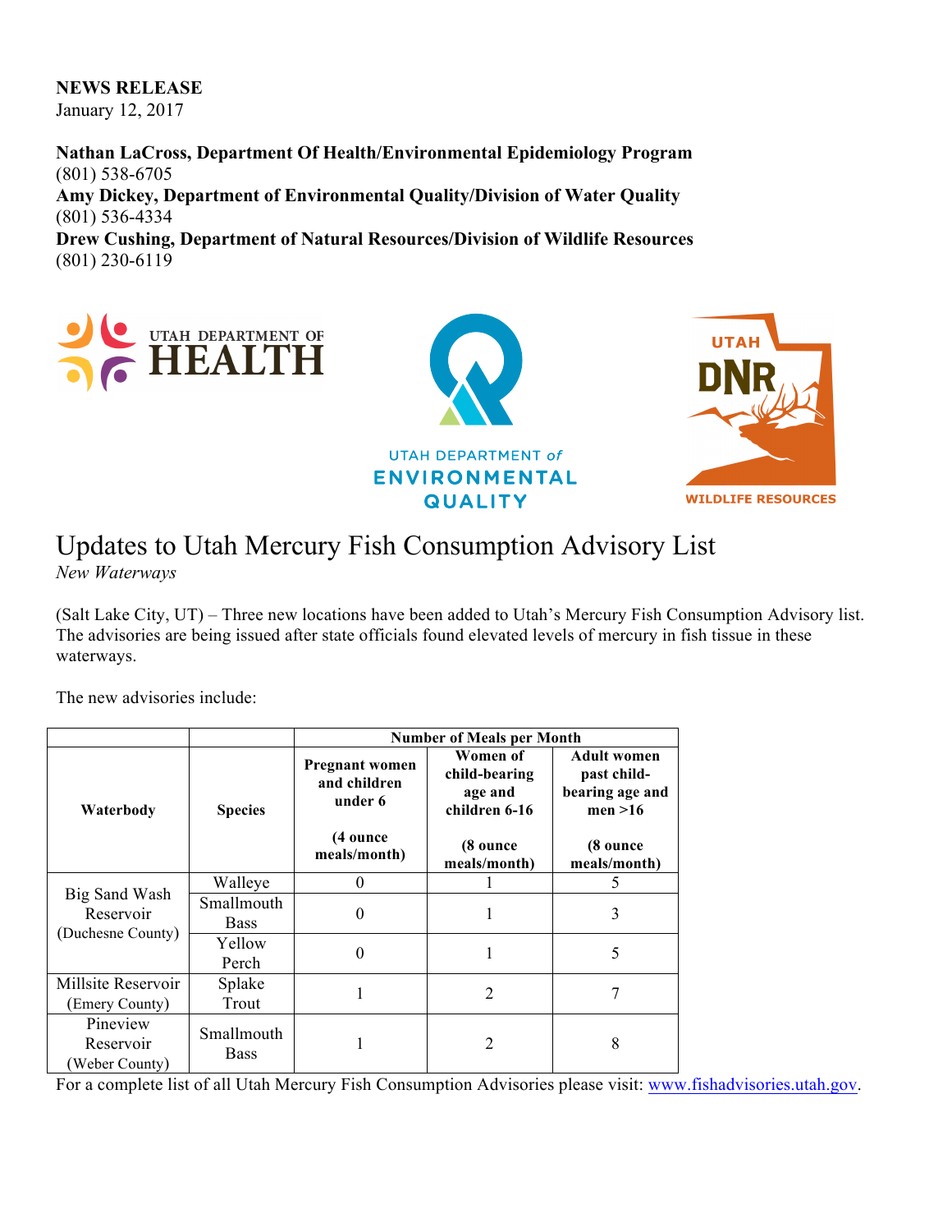**NEWS RELEASE**
January 12, 2017

**Nathan LaCross, Department Of Health/Environmental Epidemiology Program**
(801) 538-6705
**Amy Dickey, Department of Environmental Quality/Division of Water Quality**
(801) 536-4334
**Drew Cushing, Department of Natural Resources/Division of Wildlife Resources**
(801) 230-6119

# Updates to Utah Mercury Fish Consumption Advisory List

*New Waterways*

(Salt Lake City, UT) – Three new locations have been added to Utah's Mercury Fish Consumption Advisory list. The advisories are being issued after state officials found elevated levels of mercury in fish tissue in these waterways.

The new advisories include:

| | | Number of Meals per Month | | |
|---|---|---|---|---|
| **Waterbody** | **Species** | **Pregnant women and children under 6** (4 ounce meals/month) | **Women of child-bearing age and children 6-16** (8 ounce meals/month) | **Adult women past child-bearing age and men >16** (8 ounce meals/month) |
| Big Sand Wash Reservoir (Duchesne County) | Walleye | 0 | 1 | 5 |
| | Smallmouth Bass | 0 | 1 | 3 |
| | Yellow Perch | 0 | 1 | 5 |
| Millsite Reservoir (Emery County) | Splake Trout | 1 | 2 | 7 |
| Pineview Reservoir (Weber County) | Smallmouth Bass | 1 | 2 | 8 |

For a complete list of all Utah Mercury Fish Consumption Advisories please visit: www.fishadvisories.utah.gov.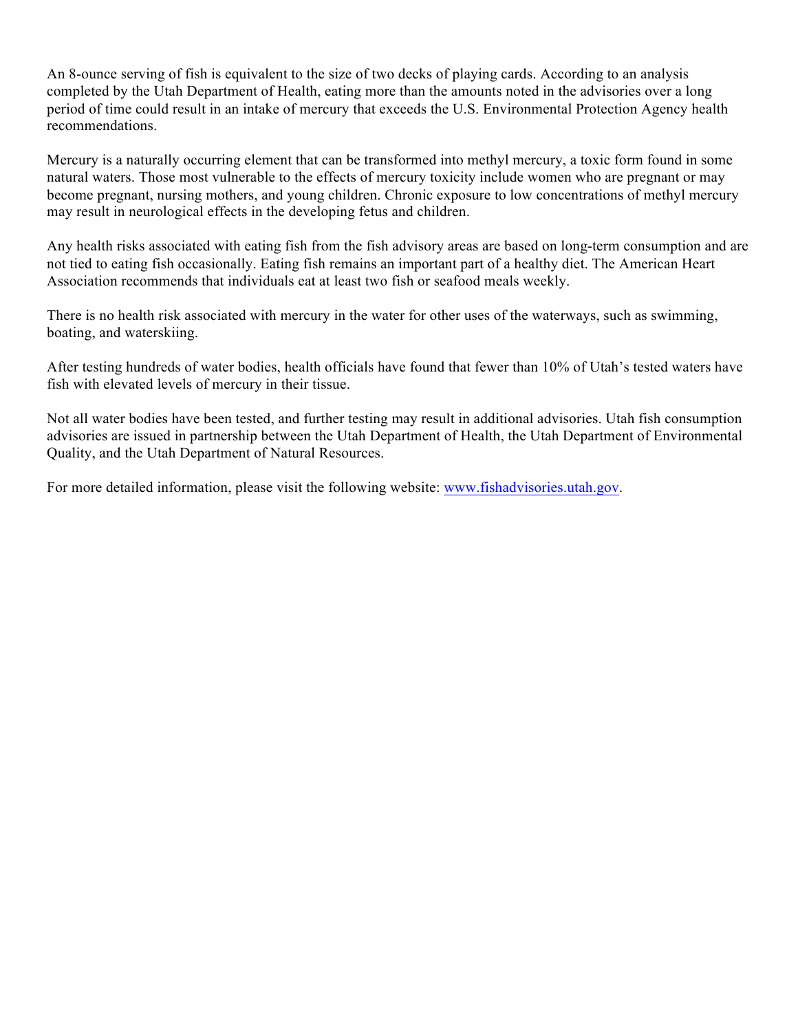An 8-ounce serving of fish is equivalent to the size of two decks of playing cards. According to an analysis completed by the Utah Department of Health, eating more than the amounts noted in the advisories over a long period of time could result in an intake of mercury that exceeds the U.S. Environmental Protection Agency health recommendations.

Mercury is a naturally occurring element that can be transformed into methyl mercury, a toxic form found in some natural waters. Those most vulnerable to the effects of mercury toxicity include women who are pregnant or may become pregnant, nursing mothers, and young children. Chronic exposure to low concentrations of methyl mercury may result in neurological effects in the developing fetus and children.

Any health risks associated with eating fish from the fish advisory areas are based on long-term consumption and are not tied to eating fish occasionally. Eating fish remains an important part of a healthy diet. The American Heart Association recommends that individuals eat at least two fish or seafood meals weekly.

There is no health risk associated with mercury in the water for other uses of the waterways, such as swimming, boating, and waterskiing.

After testing hundreds of water bodies, health officials have found that fewer than 10% of Utah's tested waters have fish with elevated levels of mercury in their tissue.

Not all water bodies have been tested, and further testing may result in additional advisories. Utah fish consumption advisories are issued in partnership between the Utah Department of Health, the Utah Department of Environmental Quality, and the Utah Department of Natural Resources.

For more detailed information, please visit the following website: [www.fishadvisories.utah.gov](http://www.fishadvisories.utah.gov).